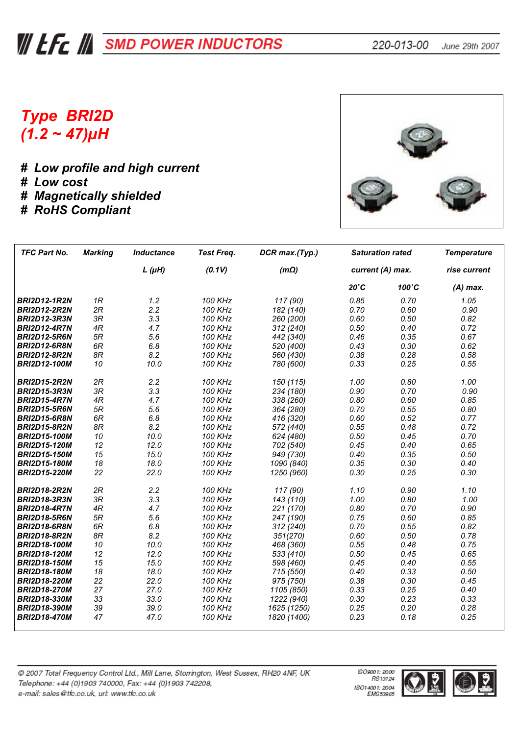# SMD POWER INDUCTORS

220-013-00 June 29th 2007

## Type BRI2D
## (1.2 ~ 47)µH

- # Low profile and high current
- # Low cost
- # Magnetically shielded
- # RoHS Compliant

| TFC Part No. | Marking | Inductance L (µH) | Test Freq. (0.1V) | DCR max.(Typ.) (mΩ) | Saturation rated current (A) max. | | Temperature rise current (A) max. |
|---|---|---|---|---|---|---|---|
| | | | | | 20˚C | 100˚C | |
| **BRI2D12-1R2N** | 1R | 1.2 | 100 KHz | 117 (90) | 0.85 | 0.70 | 1.05 |
| **BRI2D12-2R2N** | 2R | 2.2 | 100 KHz | 182 (140) | 0.70 | 0.60 | 0.90 |
| **BRI2D12-3R3N** | 3R | 3.3 | 100 KHz | 260 (200) | 0.60 | 0.50 | 0.82 |
| **BRI2D12-4R7N** | 4R | 4.7 | 100 KHz | 312 (240) | 0.50 | 0.40 | 0.72 |
| **BRI2D12-5R6N** | 5R | 5.6 | 100 KHz | 442 (340) | 0.46 | 0.35 | 0.67 |
| **BRI2D12-6R8N** | 6R | 6.8 | 100 KHz | 520 (400) | 0.43 | 0.30 | 0.62 |
| **BRI2D12-8R2N** | 8R | 8.2 | 100 KHz | 560 (430) | 0.38 | 0.28 | 0.58 |
| **BRI2D12-100M** | 10 | 10.0 | 100 KHz | 780 (600) | 0.33 | 0.25 | 0.55 |
| **BRI2D15-2R2N** | 2R | 2.2 | 100 KHz | 150 (115) | 1.00 | 0.80 | 1.00 |
| **BRI2D15-3R3N** | 3R | 3.3 | 100 KHz | 234 (180) | 0.90 | 0.70 | 0.90 |
| **BRI2D15-4R7N** | 4R | 4.7 | 100 KHz | 338 (260) | 0.80 | 0.60 | 0.85 |
| **BRI2D15-5R6N** | 5R | 5.6 | 100 KHz | 364 (280) | 0.70 | 0.55 | 0.80 |
| **BRI2D15-6R8N** | 6R | 6.8 | 100 KHz | 416 (320) | 0.60 | 0.52 | 0.77 |
| **BRI2D15-8R2N** | 8R | 8.2 | 100 KHz | 572 (440) | 0.55 | 0.48 | 0.72 |
| **BRI2D15-100M** | 10 | 10.0 | 100 KHz | 624 (480) | 0.50 | 0.45 | 0.70 |
| **BRI2D15-120M** | 12 | 12.0 | 100 KHz | 702 (540) | 0.45 | 0.40 | 0.65 |
| **BRI2D15-150M** | 15 | 15.0 | 100 KHz | 949 (730) | 0.40 | 0.35 | 0.50 |
| **BRI2D15-180M** | 18 | 18.0 | 100 KHz | 1090 (840) | 0.35 | 0.30 | 0.40 |
| **BRI2D15-220M** | 22 | 22.0 | 100 KHz | 1250 (960) | 0.30 | 0.25 | 0.30 |
| **BRI2D18-2R2N** | 2R | 2.2 | 100 KHz | 117 (90) | 1.10 | 0.90 | 1.10 |
| **BRI2D18-3R3N** | 3R | 3.3 | 100 KHz | 143 (110) | 1.00 | 0.80 | 1.00 |
| **BRI2D18-4R7N** | 4R | 4.7 | 100 KHz | 221 (170) | 0.80 | 0.70 | 0.90 |
| **BRI2D18-5R6N** | 5R | 5.6 | 100 KHz | 247 (190) | 0.75 | 0.60 | 0.85 |
| **BRI2D18-6R8N** | 6R | 6.8 | 100 KHz | 312 (240) | 0.70 | 0.55 | 0.82 |
| **BRI2D18-8R2N** | 8R | 8.2 | 100 KHz | 351(270) | 0.60 | 0.50 | 0.78 |
| **BRI2D18-100M** | 10 | 10.0 | 100 KHz | 468 (360) | 0.55 | 0.48 | 0.75 |
| **BRI2D18-120M** | 12 | 12.0 | 100 KHz | 533 (410) | 0.50 | 0.45 | 0.65 |
| **BRI2D18-150M** | 15 | 15.0 | 100 KHz | 598 (460) | 0.45 | 0.40 | 0.55 |
| **BRI2D18-180M** | 18 | 18.0 | 100 KHz | 715 (550) | 0.40 | 0.33 | 0.50 |
| **BRI2D18-220M** | 22 | 22.0 | 100 KHz | 975 (750) | 0.38 | 0.30 | 0.45 |
| **BRI2D18-270M** | 27 | 27.0 | 100 KHz | 1105 (850) | 0.33 | 0.25 | 0.40 |
| **BRI2D18-330M** | 33 | 33.0 | 100 KHz | 1222 (940) | 0.30 | 0.23 | 0.33 |
| **BRI2D18-390M** | 39 | 39.0 | 100 KHz | 1625 (1250) | 0.25 | 0.20 | 0.28 |
| **BRI2D18-470M** | 47 | 47.0 | 100 KHz | 1820 (1400) | 0.23 | 0.18 | 0.25 |

© 2007 Total Frequency Control Ltd., Mill Lane, Storrington, West Sussex, RH20 4NF, UK
Telephone: +44 (0)1903 740000, Fax: +44 (0)1903 742208,
e-mail: sales@tfc.co.uk, url: www.tfc.co.uk

ISO9001: 2000 RS13124
ISO14001: 2004 EMS53965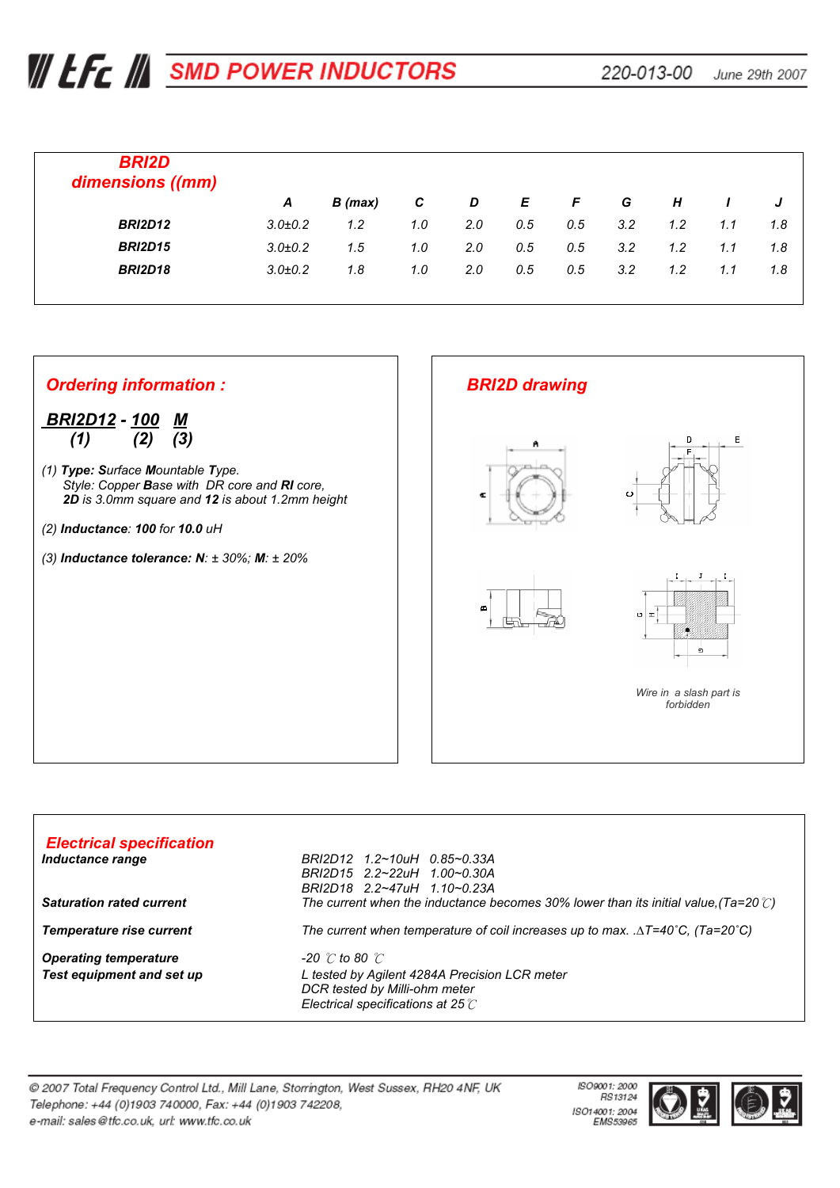# SMD POWER INDUCTORS

220-013-00 June 29th 2007

## BRI2D dimensions ((mm)

| | A | B (max) | C | D | E | F | G | H | I | J |
|---|---|---|---|---|---|---|---|---|---|---|
| **BRI2D12** | 3.0±0.2 | 1.2 | 1.0 | 2.0 | 0.5 | 0.5 | 3.2 | 1.2 | 1.1 | 1.8 |
| **BRI2D15** | 3.0±0.2 | 1.5 | 1.0 | 2.0 | 0.5 | 0.5 | 3.2 | 1.2 | 1.1 | 1.8 |
| **BRI2D18** | 3.0±0.2 | 1.8 | 1.0 | 2.0 | 0.5 | 0.5 | 3.2 | 1.2 | 1.1 | 1.8 |

## Ordering information :

**BRI2D12 - 100 M**
**(1) (2) (3)**

(1) **Type: S**urface **M**ountable **T**ype.
Style: Copper **B**ase with DR core and **RI** core,
**2D** is 3.0mm square and **12** is about 1.2mm height

(2) **Inductance**: **100** for **10.0** uH

(3) **Inductance tolerance: N**: ± 30%; **M**: ± 20%

## BRI2D drawing

Wire in a slash part is forbidden

## Electrical specification

| | |
|---|---|
| **Inductance range** | BRI2D12 1.2~10uH 0.85~0.33A<br>BRI2D15 2.2~22uH 1.00~0.30A<br>BRI2D18 2.2~47uH 1.10~0.23A |
| **Saturation rated current** | The current when the inductance becomes 30% lower than its initial value,(Ta=20 ℃) |
| **Temperature rise current** | The current when temperature of coil increases up to max. .ΔT=40˚C, (Ta=20˚C) |
| **Operating temperature** | -20 ℃ to 80 ℃ |
| **Test equipment and set up** | L tested by Agilent 4284A Precision LCR meter<br>DCR tested by Milli-ohm meter<br>Electrical specifications at 25 ℃ |

© 2007 Total Frequency Control Ltd., Mill Lane, Storrington, West Sussex, RH20 4NF, UK
Telephone: +44 (0)1903 740000, Fax: +44 (0)1903 742208,
e-mail: sales@tfc.co.uk, url: www.tfc.co.uk

ISO9001: 2000 RS13124
ISO14001: 2004 EMS53965